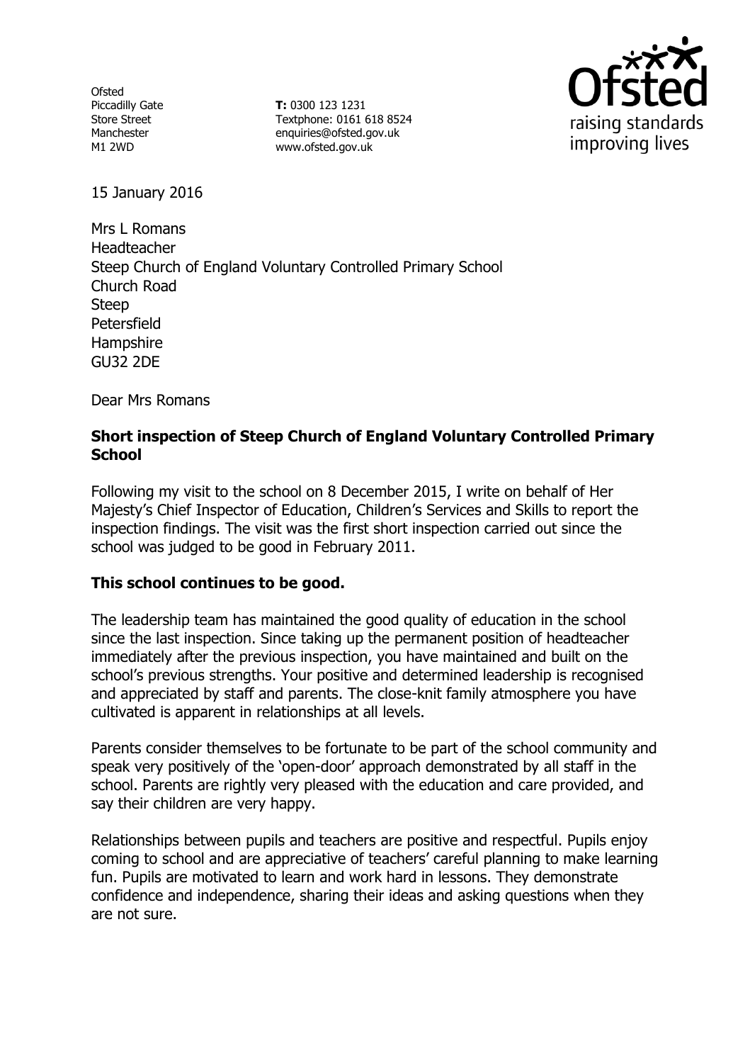Ofsted
Piccadilly Gate
Store Street
Manchester
M1 2WD

**T:** 0300 123 1231
Textphone: 0161 618 8524
enquiries@ofsted.gov.uk
www.ofsted.gov.uk

raising standards improving lives

15 January 2016

Mrs L Romans
Headteacher
Steep Church of England Voluntary Controlled Primary School
Church Road
Steep
Petersfield
Hampshire
GU32 2DE

Dear Mrs Romans

**Short inspection of Steep Church of England Voluntary Controlled Primary School**

Following my visit to the school on 8 December 2015, I write on behalf of Her Majesty's Chief Inspector of Education, Children's Services and Skills to report the inspection findings. The visit was the first short inspection carried out since the school was judged to be good in February 2011.

**This school continues to be good.**

The leadership team has maintained the good quality of education in the school since the last inspection. Since taking up the permanent position of headteacher immediately after the previous inspection, you have maintained and built on the school's previous strengths. Your positive and determined leadership is recognised and appreciated by staff and parents. The close-knit family atmosphere you have cultivated is apparent in relationships at all levels.

Parents consider themselves to be fortunate to be part of the school community and speak very positively of the 'open-door' approach demonstrated by all staff in the school. Parents are rightly very pleased with the education and care provided, and say their children are very happy.

Relationships between pupils and teachers are positive and respectful. Pupils enjoy coming to school and are appreciative of teachers' careful planning to make learning fun. Pupils are motivated to learn and work hard in lessons. They demonstrate confidence and independence, sharing their ideas and asking questions when they are not sure.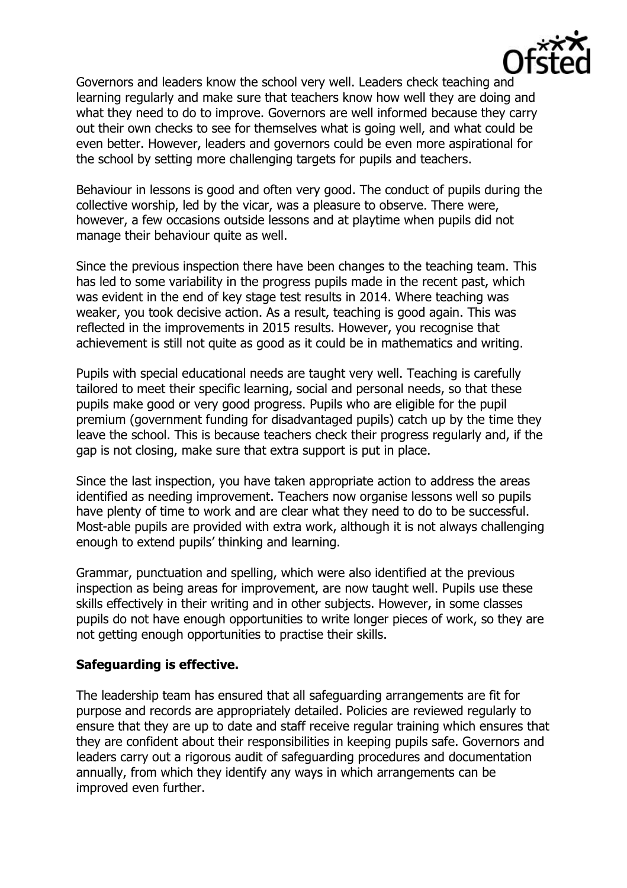Governors and leaders know the school very well. Leaders check teaching and learning regularly and make sure that teachers know how well they are doing and what they need to do to improve. Governors are well informed because they carry out their own checks to see for themselves what is going well, and what could be even better. However, leaders and governors could be even more aspirational for the school by setting more challenging targets for pupils and teachers.

Behaviour in lessons is good and often very good. The conduct of pupils during the collective worship, led by the vicar, was a pleasure to observe. There were, however, a few occasions outside lessons and at playtime when pupils did not manage their behaviour quite as well.

Since the previous inspection there have been changes to the teaching team. This has led to some variability in the progress pupils made in the recent past, which was evident in the end of key stage test results in 2014. Where teaching was weaker, you took decisive action. As a result, teaching is good again. This was reflected in the improvements in 2015 results. However, you recognise that achievement is still not quite as good as it could be in mathematics and writing.

Pupils with special educational needs are taught very well. Teaching is carefully tailored to meet their specific learning, social and personal needs, so that these pupils make good or very good progress. Pupils who are eligible for the pupil premium (government funding for disadvantaged pupils) catch up by the time they leave the school. This is because teachers check their progress regularly and, if the gap is not closing, make sure that extra support is put in place.

Since the last inspection, you have taken appropriate action to address the areas identified as needing improvement. Teachers now organise lessons well so pupils have plenty of time to work and are clear what they need to do to be successful. Most-able pupils are provided with extra work, although it is not always challenging enough to extend pupils' thinking and learning.

Grammar, punctuation and spelling, which were also identified at the previous inspection as being areas for improvement, are now taught well. Pupils use these skills effectively in their writing and in other subjects. However, in some classes pupils do not have enough opportunities to write longer pieces of work, so they are not getting enough opportunities to practise their skills.

**Safeguarding is effective.**

The leadership team has ensured that all safeguarding arrangements are fit for purpose and records are appropriately detailed. Policies are reviewed regularly to ensure that they are up to date and staff receive regular training which ensures that they are confident about their responsibilities in keeping pupils safe. Governors and leaders carry out a rigorous audit of safeguarding procedures and documentation annually, from which they identify any ways in which arrangements can be improved even further.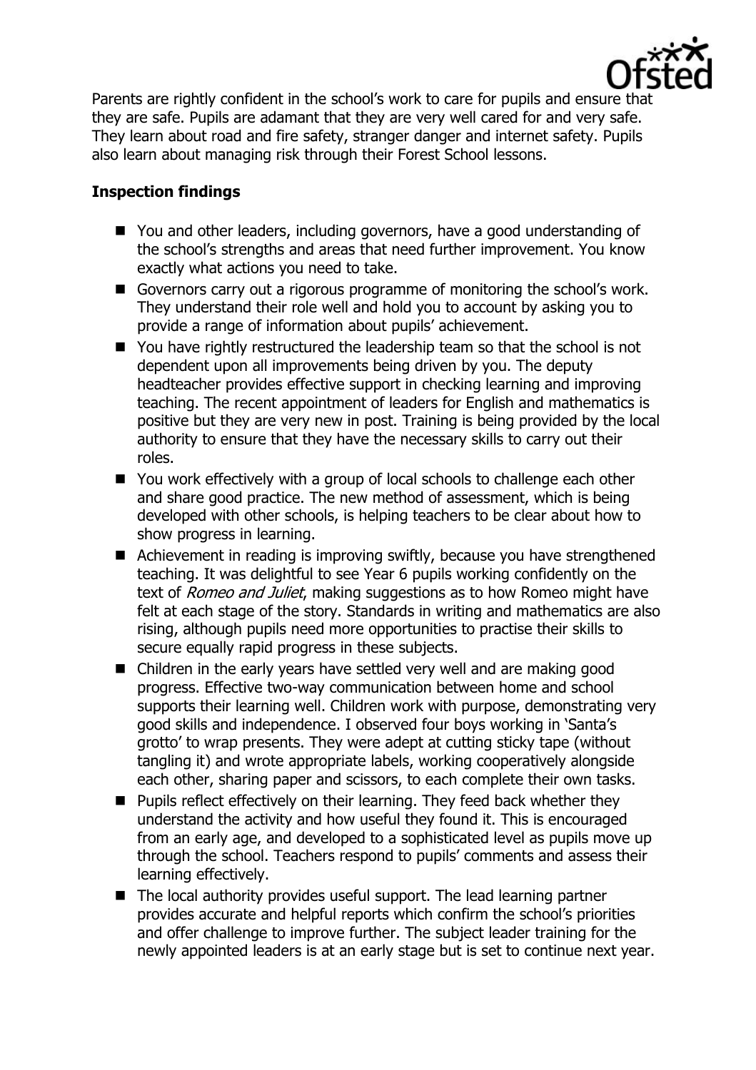Parents are rightly confident in the school's work to care for pupils and ensure that they are safe. Pupils are adamant that they are very well cared for and very safe. They learn about road and fire safety, stranger danger and internet safety. Pupils also learn about managing risk through their Forest School lessons.

**Inspection findings**

- You and other leaders, including governors, have a good understanding of the school's strengths and areas that need further improvement. You know exactly what actions you need to take.
- Governors carry out a rigorous programme of monitoring the school's work. They understand their role well and hold you to account by asking you to provide a range of information about pupils' achievement.
- You have rightly restructured the leadership team so that the school is not dependent upon all improvements being driven by you. The deputy headteacher provides effective support in checking learning and improving teaching. The recent appointment of leaders for English and mathematics is positive but they are very new in post. Training is being provided by the local authority to ensure that they have the necessary skills to carry out their roles.
- You work effectively with a group of local schools to challenge each other and share good practice. The new method of assessment, which is being developed with other schools, is helping teachers to be clear about how to show progress in learning.
- Achievement in reading is improving swiftly, because you have strengthened teaching. It was delightful to see Year 6 pupils working confidently on the text of *Romeo and Juliet*, making suggestions as to how Romeo might have felt at each stage of the story. Standards in writing and mathematics are also rising, although pupils need more opportunities to practise their skills to secure equally rapid progress in these subjects.
- Children in the early years have settled very well and are making good progress. Effective two-way communication between home and school supports their learning well. Children work with purpose, demonstrating very good skills and independence. I observed four boys working in 'Santa's grotto' to wrap presents. They were adept at cutting sticky tape (without tangling it) and wrote appropriate labels, working cooperatively alongside each other, sharing paper and scissors, to each complete their own tasks.
- Pupils reflect effectively on their learning. They feed back whether they understand the activity and how useful they found it. This is encouraged from an early age, and developed to a sophisticated level as pupils move up through the school. Teachers respond to pupils' comments and assess their learning effectively.
- The local authority provides useful support. The lead learning partner provides accurate and helpful reports which confirm the school's priorities and offer challenge to improve further. The subject leader training for the newly appointed leaders is at an early stage but is set to continue next year.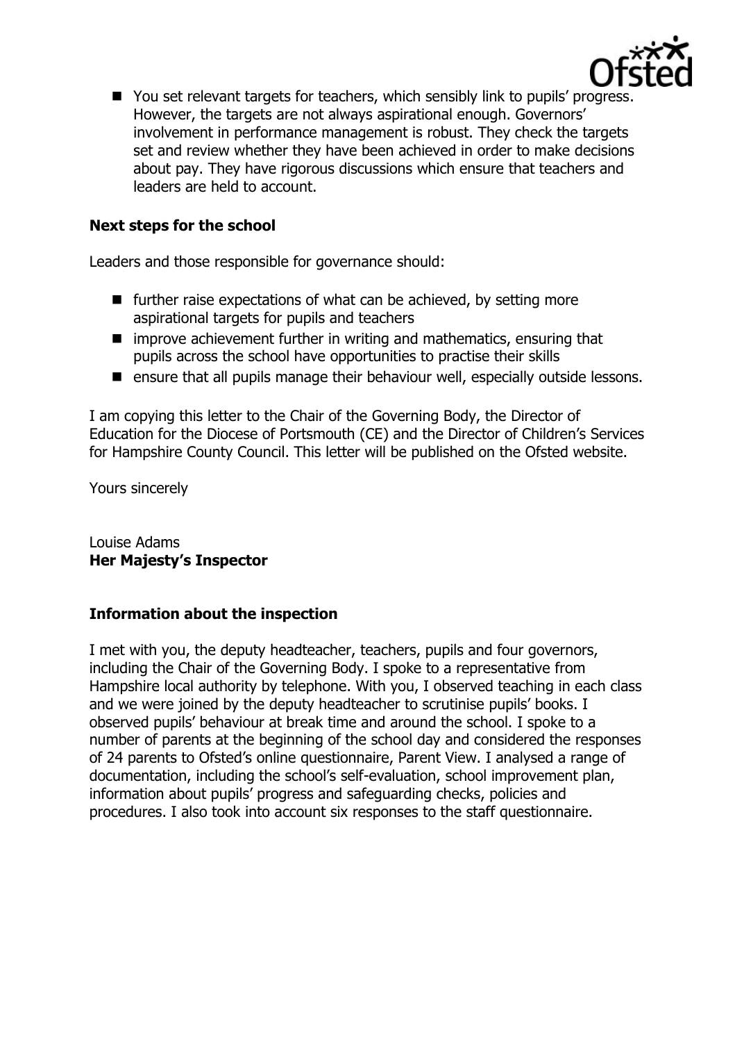- You set relevant targets for teachers, which sensibly link to pupils' progress. However, the targets are not always aspirational enough. Governors' involvement in performance management is robust. They check the targets set and review whether they have been achieved in order to make decisions about pay. They have rigorous discussions which ensure that teachers and leaders are held to account.

## Next steps for the school

Leaders and those responsible for governance should:

- further raise expectations of what can be achieved, by setting more aspirational targets for pupils and teachers
- improve achievement further in writing and mathematics, ensuring that pupils across the school have opportunities to practise their skills
- ensure that all pupils manage their behaviour well, especially outside lessons.

I am copying this letter to the Chair of the Governing Body, the Director of Education for the Diocese of Portsmouth (CE) and the Director of Children's Services for Hampshire County Council. This letter will be published on the Ofsted website.

Yours sincerely

Louise Adams
**Her Majesty's Inspector**

## Information about the inspection

I met with you, the deputy headteacher, teachers, pupils and four governors, including the Chair of the Governing Body. I spoke to a representative from Hampshire local authority by telephone. With you, I observed teaching in each class and we were joined by the deputy headteacher to scrutinise pupils' books. I observed pupils' behaviour at break time and around the school. I spoke to a number of parents at the beginning of the school day and considered the responses of 24 parents to Ofsted's online questionnaire, Parent View. I analysed a range of documentation, including the school's self-evaluation, school improvement plan, information about pupils' progress and safeguarding checks, policies and procedures. I also took into account six responses to the staff questionnaire.